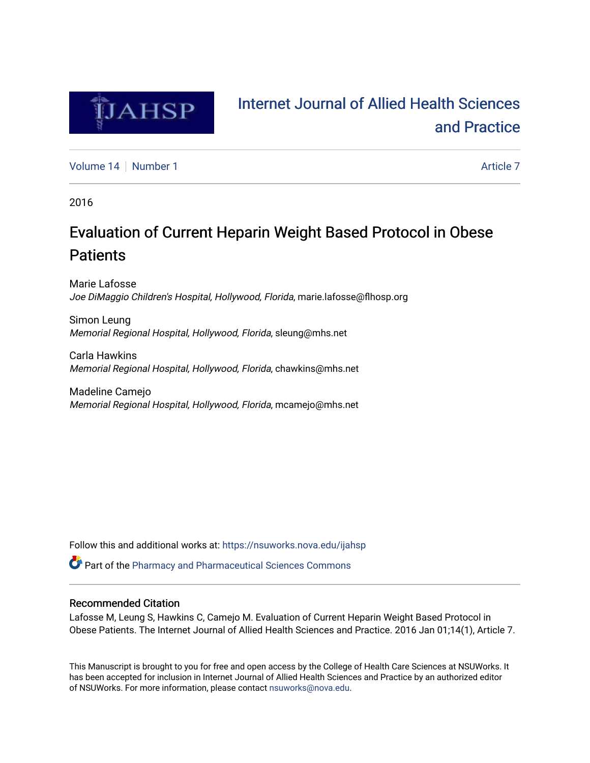# Internet Journal of Allied Health Sciences and Practice

Volume 14 | Number 1 | Article 7

2016

# Evaluation of Current Heparin Weight Based Protocol in Obese Patients

Marie Lafosse
*Joe DiMaggio Children's Hospital, Hollywood, Florida*, marie.lafosse@flhosp.org

Simon Leung
*Memorial Regional Hospital, Hollywood, Florida*, sleung@mhs.net

Carla Hawkins
*Memorial Regional Hospital, Hollywood, Florida*, chawkins@mhs.net

Madeline Camejo
*Memorial Regional Hospital, Hollywood, Florida*, mcamejo@mhs.net

Follow this and additional works at: https://nsuworks.nova.edu/ijahsp

Part of the Pharmacy and Pharmaceutical Sciences Commons

## Recommended Citation

Lafosse M, Leung S, Hawkins C, Camejo M. Evaluation of Current Heparin Weight Based Protocol in Obese Patients. The Internet Journal of Allied Health Sciences and Practice. 2016 Jan 01;14(1), Article 7.

This Manuscript is brought to you for free and open access by the College of Health Care Sciences at NSUWorks. It has been accepted for inclusion in Internet Journal of Allied Health Sciences and Practice by an authorized editor of NSUWorks. For more information, please contact nsuworks@nova.edu.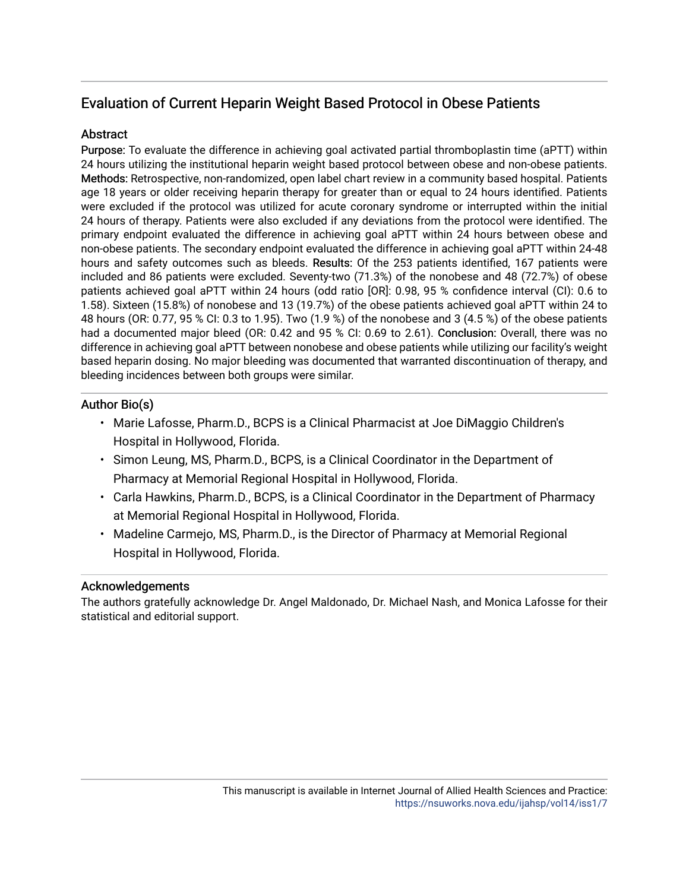## Evaluation of Current Heparin Weight Based Protocol in Obese Patients

### Abstract

**Purpose:** To evaluate the difference in achieving goal activated partial thromboplastin time (aPTT) within 24 hours utilizing the institutional heparin weight based protocol between obese and non-obese patients. **Methods:** Retrospective, non-randomized, open label chart review in a community based hospital. Patients age 18 years or older receiving heparin therapy for greater than or equal to 24 hours identified. Patients were excluded if the protocol was utilized for acute coronary syndrome or interrupted within the initial 24 hours of therapy. Patients were also excluded if any deviations from the protocol were identified. The primary endpoint evaluated the difference in achieving goal aPTT within 24 hours between obese and non-obese patients. The secondary endpoint evaluated the difference in achieving goal aPTT within 24-48 hours and safety outcomes such as bleeds. **Results:** Of the 253 patients identified, 167 patients were included and 86 patients were excluded. Seventy-two (71.3%) of the nonobese and 48 (72.7%) of obese patients achieved goal aPTT within 24 hours (odd ratio [OR]: 0.98, 95 % confidence interval (CI): 0.6 to 1.58). Sixteen (15.8%) of nonobese and 13 (19.7%) of the obese patients achieved goal aPTT within 24 to 48 hours (OR: 0.77, 95 % CI: 0.3 to 1.95). Two (1.9 %) of the nonobese and 3 (4.5 %) of the obese patients had a documented major bleed (OR: 0.42 and 95 % CI: 0.69 to 2.61). **Conclusion:** Overall, there was no difference in achieving goal aPTT between nonobese and obese patients while utilizing our facility's weight based heparin dosing. No major bleeding was documented that warranted discontinuation of therapy, and bleeding incidences between both groups were similar.

### Author Bio(s)

- Marie Lafosse, Pharm.D., BCPS is a Clinical Pharmacist at Joe DiMaggio Children's Hospital in Hollywood, Florida.
- Simon Leung, MS, Pharm.D., BCPS, is a Clinical Coordinator in the Department of Pharmacy at Memorial Regional Hospital in Hollywood, Florida.
- Carla Hawkins, Pharm.D., BCPS, is a Clinical Coordinator in the Department of Pharmacy at Memorial Regional Hospital in Hollywood, Florida.
- Madeline Carmejo, MS, Pharm.D., is the Director of Pharmacy at Memorial Regional Hospital in Hollywood, Florida.

### Acknowledgements

The authors gratefully acknowledge Dr. Angel Maldonado, Dr. Michael Nash, and Monica Lafosse for their statistical and editorial support.

This manuscript is available in Internet Journal of Allied Health Sciences and Practice: https://nsuworks.nova.edu/ijahsp/vol14/iss1/7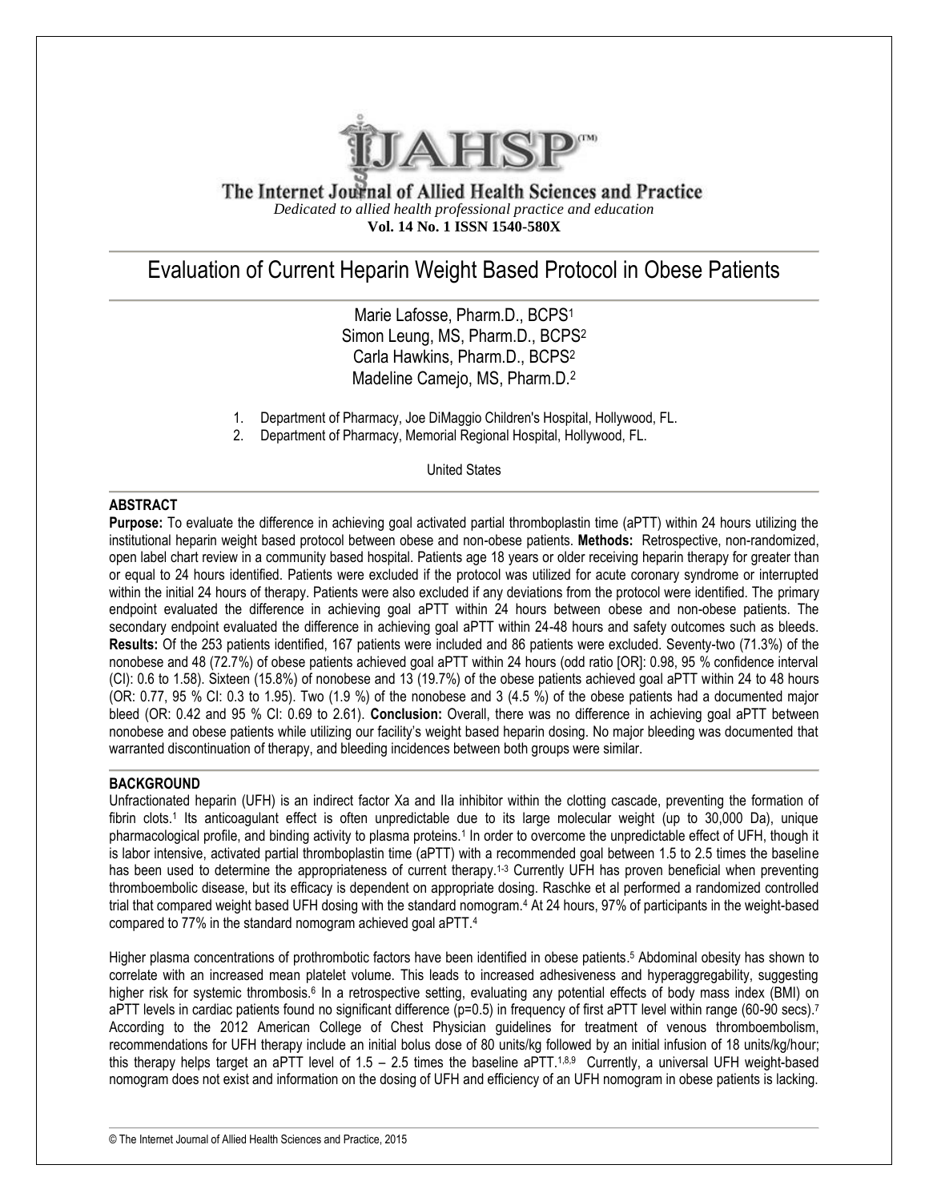# The Internet Journal of Allied Health Sciences and Practice

*Dedicated to allied health professional practice and education*

**Vol. 14 No. 1 ISSN 1540-580X**

# Evaluation of Current Heparin Weight Based Protocol in Obese Patients

Marie Lafosse, Pharm.D., BCPS[1]
Simon Leung, MS, Pharm.D., BCPS[2]
Carla Hawkins, Pharm.D., BCPS[2]
Madeline Camejo, MS, Pharm.D.[2]

1. Department of Pharmacy, Joe DiMaggio Children's Hospital, Hollywood, FL.
2. Department of Pharmacy, Memorial Regional Hospital, Hollywood, FL.

United States

## ABSTRACT

**Purpose:** To evaluate the difference in achieving goal activated partial thromboplastin time (aPTT) within 24 hours utilizing the institutional heparin weight based protocol between obese and non-obese patients. **Methods:** Retrospective, non-randomized, open label chart review in a community based hospital. Patients age 18 years or older receiving heparin therapy for greater than or equal to 24 hours identified. Patients were excluded if the protocol was utilized for acute coronary syndrome or interrupted within the initial 24 hours of therapy. Patients were also excluded if any deviations from the protocol were identified. The primary endpoint evaluated the difference in achieving goal aPTT within 24 hours between obese and non-obese patients. The secondary endpoint evaluated the difference in achieving goal aPTT within 24-48 hours and safety outcomes such as bleeds. **Results:** Of the 253 patients identified, 167 patients were included and 86 patients were excluded. Seventy-two (71.3%) of the nonobese and 48 (72.7%) of obese patients achieved goal aPTT within 24 hours (odd ratio [OR]: 0.98, 95 % confidence interval (CI): 0.6 to 1.58). Sixteen (15.8%) of nonobese and 13 (19.7%) of the obese patients achieved goal aPTT within 24 to 48 hours (OR: 0.77, 95 % CI: 0.3 to 1.95). Two (1.9 %) of the nonobese and 3 (4.5 %) of the obese patients had a documented major bleed (OR: 0.42 and 95 % CI: 0.69 to 2.61). **Conclusion:** Overall, there was no difference in achieving goal aPTT between nonobese and obese patients while utilizing our facility's weight based heparin dosing. No major bleeding was documented that warranted discontinuation of therapy, and bleeding incidences between both groups were similar.

## BACKGROUND

Unfractionated heparin (UFH) is an indirect factor Xa and IIa inhibitor within the clotting cascade, preventing the formation of fibrin clots.[1] Its anticoagulant effect is often unpredictable due to its large molecular weight (up to 30,000 Da), unique pharmacological profile, and binding activity to plasma proteins.[1] In order to overcome the unpredictable effect of UFH, though it is labor intensive, activated partial thromboplastin time (aPTT) with a recommended goal between 1.5 to 2.5 times the baseline has been used to determine the appropriateness of current therapy.[1-3] Currently UFH has proven beneficial when preventing thromboembolic disease, but its efficacy is dependent on appropriate dosing. Raschke et al performed a randomized controlled trial that compared weight based UFH dosing with the standard nomogram.[4] At 24 hours, 97% of participants in the weight-based compared to 77% in the standard nomogram achieved goal aPTT.[4]

Higher plasma concentrations of prothrombotic factors have been identified in obese patients.[5] Abdominal obesity has shown to correlate with an increased mean platelet volume. This leads to increased adhesiveness and hyperaggregability, suggesting higher risk for systemic thrombosis.[6] In a retrospective setting, evaluating any potential effects of body mass index (BMI) on aPTT levels in cardiac patients found no significant difference (p=0.5) in frequency of first aPTT level within range (60-90 secs).[7] According to the 2012 American College of Chest Physician guidelines for treatment of venous thromboembolism, recommendations for UFH therapy include an initial bolus dose of 80 units/kg followed by an initial infusion of 18 units/kg/hour; this therapy helps target an aPTT level of 1.5 – 2.5 times the baseline aPTT.[1,8,9] Currently, a universal UFH weight-based nomogram does not exist and information on the dosing of UFH and efficiency of an UFH nomogram in obese patients is lacking.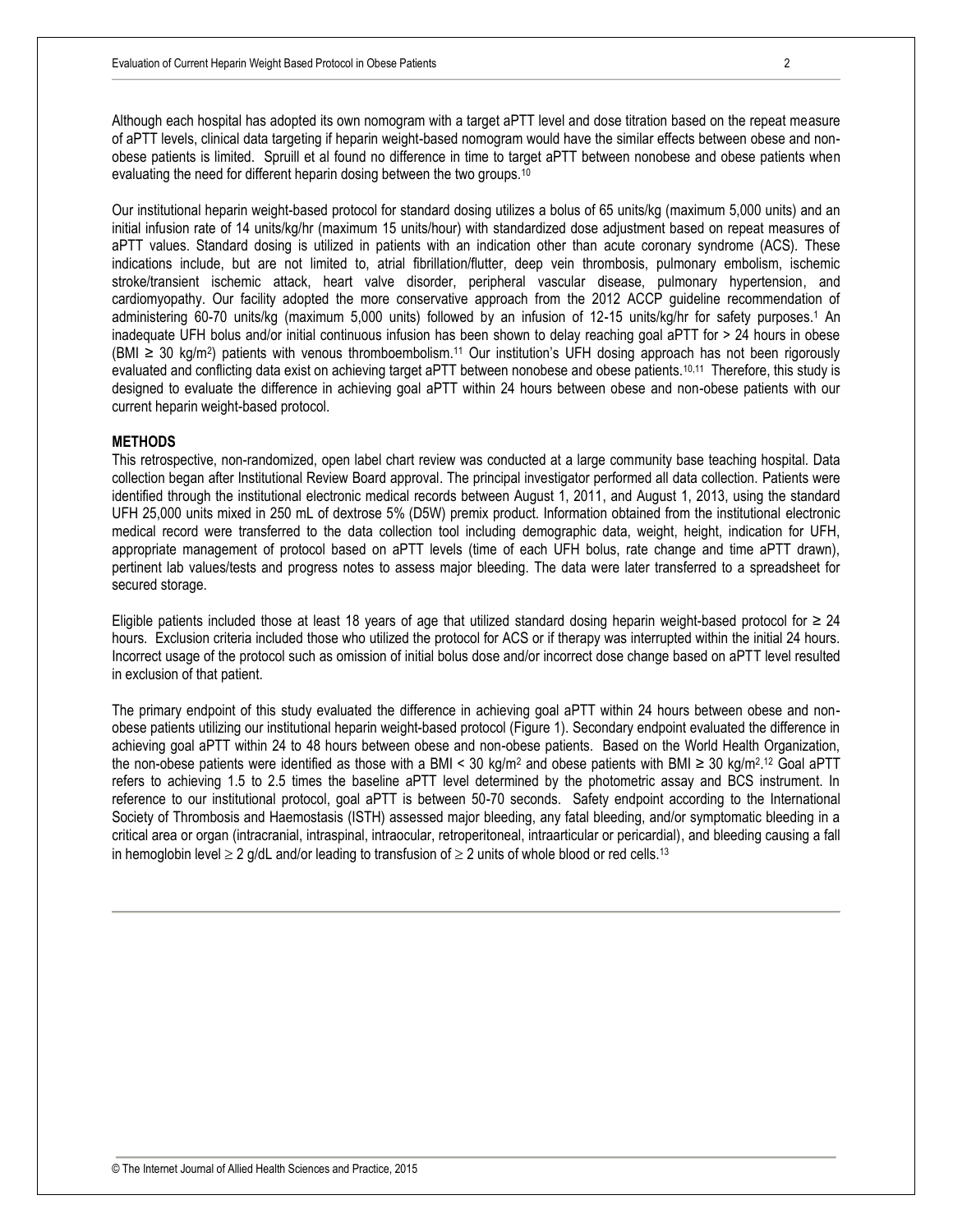Although each hospital has adopted its own nomogram with a target aPTT level and dose titration based on the repeat measure of aPTT levels, clinical data targeting if heparin weight-based nomogram would have the similar effects between obese and non-obese patients is limited. Spruill et al found no difference in time to target aPTT between nonobese and obese patients when evaluating the need for different heparin dosing between the two groups.[10]

Our institutional heparin weight-based protocol for standard dosing utilizes a bolus of 65 units/kg (maximum 5,000 units) and an initial infusion rate of 14 units/kg/hr (maximum 15 units/hour) with standardized dose adjustment based on repeat measures of aPTT values. Standard dosing is utilized in patients with an indication other than acute coronary syndrome (ACS). These indications include, but are not limited to, atrial fibrillation/flutter, deep vein thrombosis, pulmonary embolism, ischemic stroke/transient ischemic attack, heart valve disorder, peripheral vascular disease, pulmonary hypertension, and cardiomyopathy. Our facility adopted the more conservative approach from the 2012 ACCP guideline recommendation of administering 60-70 units/kg (maximum 5,000 units) followed by an infusion of 12-15 units/kg/hr for safety purposes.[1] An inadequate UFH bolus and/or initial continuous infusion has been shown to delay reaching goal aPTT for > 24 hours in obese (BMI ≥ 30 kg/m$^2$) patients with venous thromboembolism.[11] Our institution's UFH dosing approach has not been rigorously evaluated and conflicting data exist on achieving target aPTT between nonobese and obese patients.[10,11] Therefore, this study is designed to evaluate the difference in achieving goal aPTT within 24 hours between obese and non-obese patients with our current heparin weight-based protocol.

## METHODS

This retrospective, non-randomized, open label chart review was conducted at a large community base teaching hospital. Data collection began after Institutional Review Board approval. The principal investigator performed all data collection. Patients were identified through the institutional electronic medical records between August 1, 2011, and August 1, 2013, using the standard UFH 25,000 units mixed in 250 mL of dextrose 5% (D5W) premix product. Information obtained from the institutional electronic medical record were transferred to the data collection tool including demographic data, weight, height, indication for UFH, appropriate management of protocol based on aPTT levels (time of each UFH bolus, rate change and time aPTT drawn), pertinent lab values/tests and progress notes to assess major bleeding. The data were later transferred to a spreadsheet for secured storage.

Eligible patients included those at least 18 years of age that utilized standard dosing heparin weight-based protocol for ≥ 24 hours. Exclusion criteria included those who utilized the protocol for ACS or if therapy was interrupted within the initial 24 hours. Incorrect usage of the protocol such as omission of initial bolus dose and/or incorrect dose change based on aPTT level resulted in exclusion of that patient.

The primary endpoint of this study evaluated the difference in achieving goal aPTT within 24 hours between obese and non-obese patients utilizing our institutional heparin weight-based protocol (Figure 1). Secondary endpoint evaluated the difference in achieving goal aPTT within 24 to 48 hours between obese and non-obese patients. Based on the World Health Organization, the non-obese patients were identified as those with a BMI < 30 kg/m$^2$ and obese patients with BMI ≥ 30 kg/m$^2$.[12] Goal aPTT refers to achieving 1.5 to 2.5 times the baseline aPTT level determined by the photometric assay and BCS instrument. In reference to our institutional protocol, goal aPTT is between 50-70 seconds. Safety endpoint according to the International Society of Thrombosis and Haemostasis (ISTH) assessed major bleeding, any fatal bleeding, and/or symptomatic bleeding in a critical area or organ (intracranial, intraspinal, intraocular, retroperitoneal, intraarticular or pericardial), and bleeding causing a fall in hemoglobin level ≥ 2 g/dL and/or leading to transfusion of ≥ 2 units of whole blood or red cells.[13]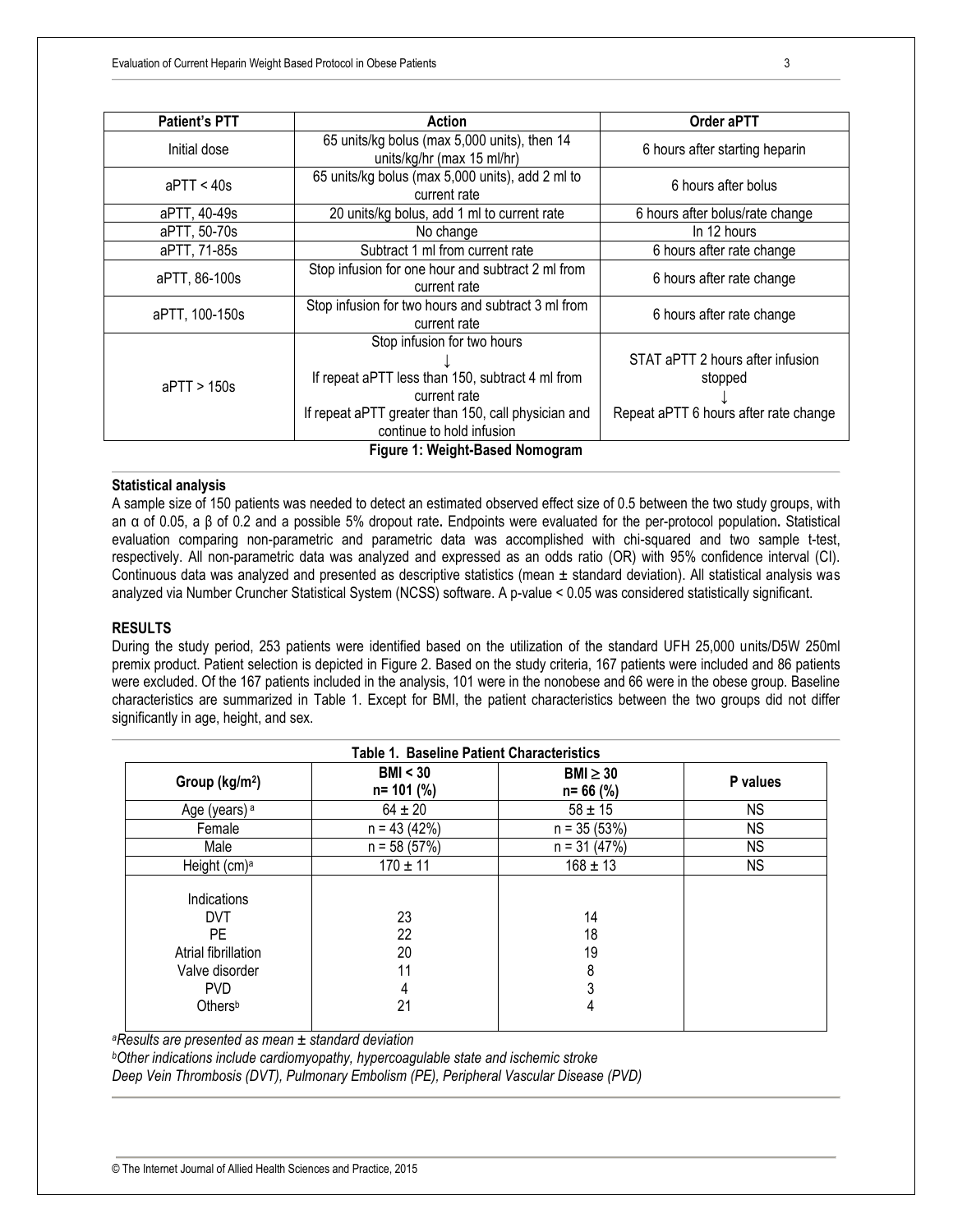| Patient's PTT | Action | Order aPTT |
|---|---|---|
| Initial dose | 65 units/kg bolus (max 5,000 units), then 14 units/kg/hr (max 15 ml/hr) | 6 hours after starting heparin |
| aPTT < 40s | 65 units/kg bolus (max 5,000 units), add 2 ml to current rate | 6 hours after bolus |
| aPTT, 40-49s | 20 units/kg bolus, add 1 ml to current rate | 6 hours after bolus/rate change |
| aPTT, 50-70s | No change | In 12 hours |
| aPTT, 71-85s | Subtract 1 ml from current rate | 6 hours after rate change |
| aPTT, 86-100s | Stop infusion for one hour and subtract 2 ml from current rate | 6 hours after rate change |
| aPTT, 100-150s | Stop infusion for two hours and subtract 3 ml from current rate | 6 hours after rate change |
| aPTT > 150s | Stop infusion for two hours ↓ If repeat aPTT less than 150, subtract 4 ml from current rate If repeat aPTT greater than 150, call physician and continue to hold infusion | STAT aPTT 2 hours after infusion stopped ↓ Repeat aPTT 6 hours after rate change |

**Figure 1: Weight-Based Nomogram**

### Statistical analysis

A sample size of 150 patients was needed to detect an estimated observed effect size of 0.5 between the two study groups, with an α of 0.05, a β of 0.2 and a possible 5% dropout rate**.** Endpoints were evaluated for the per-protocol population**.** Statistical evaluation comparing non-parametric and parametric data was accomplished with chi-squared and two sample t-test, respectively. All non-parametric data was analyzed and expressed as an odds ratio (OR) with 95% confidence interval (CI). Continuous data was analyzed and presented as descriptive statistics (mean ± standard deviation). All statistical analysis was analyzed via Number Cruncher Statistical System (NCSS) software. A p-value < 0.05 was considered statistically significant.

## RESULTS

During the study period, 253 patients were identified based on the utilization of the standard UFH 25,000 units/D5W 250ml premix product. Patient selection is depicted in Figure 2. Based on the study criteria, 167 patients were included and 86 patients were excluded. Of the 167 patients included in the analysis, 101 were in the nonobese and 66 were in the obese group. Baseline characteristics are summarized in Table 1. Except for BMI, the patient characteristics between the two groups did not differ significantly in age, height, and sex.

**Table 1. Baseline Patient Characteristics**

| Group (kg/m$^2$) | BMI < 30 n= 101 (%) | BMI ≥ 30 n= 66 (%) | P values |
|---|---|---|---|
| Age (years) [a] | 64 ± 20 | 58 ± 15 | NS |
| Female | n = 43 (42%) | n = 35 (53%) | NS |
| Male | n = 58 (57%) | n = 31 (47%) | NS |
| Height (cm)[a] | 170 ± 11 | 168 ± 13 | NS |
| Indications | | | |
| DVT | 23 | 14 | |
| PE | 22 | 18 | |
| Atrial fibrillation | 20 | 19 | |
| Valve disorder | 11 | 8 | |
| PVD | 4 | 3 | |
| Others[b] | 21 | 4 | |

*[a]Results are presented as mean ± standard deviation*
*[b]Other indications include cardiomyopathy, hypercoagulable state and ischemic stroke*
*Deep Vein Thrombosis (DVT), Pulmonary Embolism (PE), Peripheral Vascular Disease (PVD)*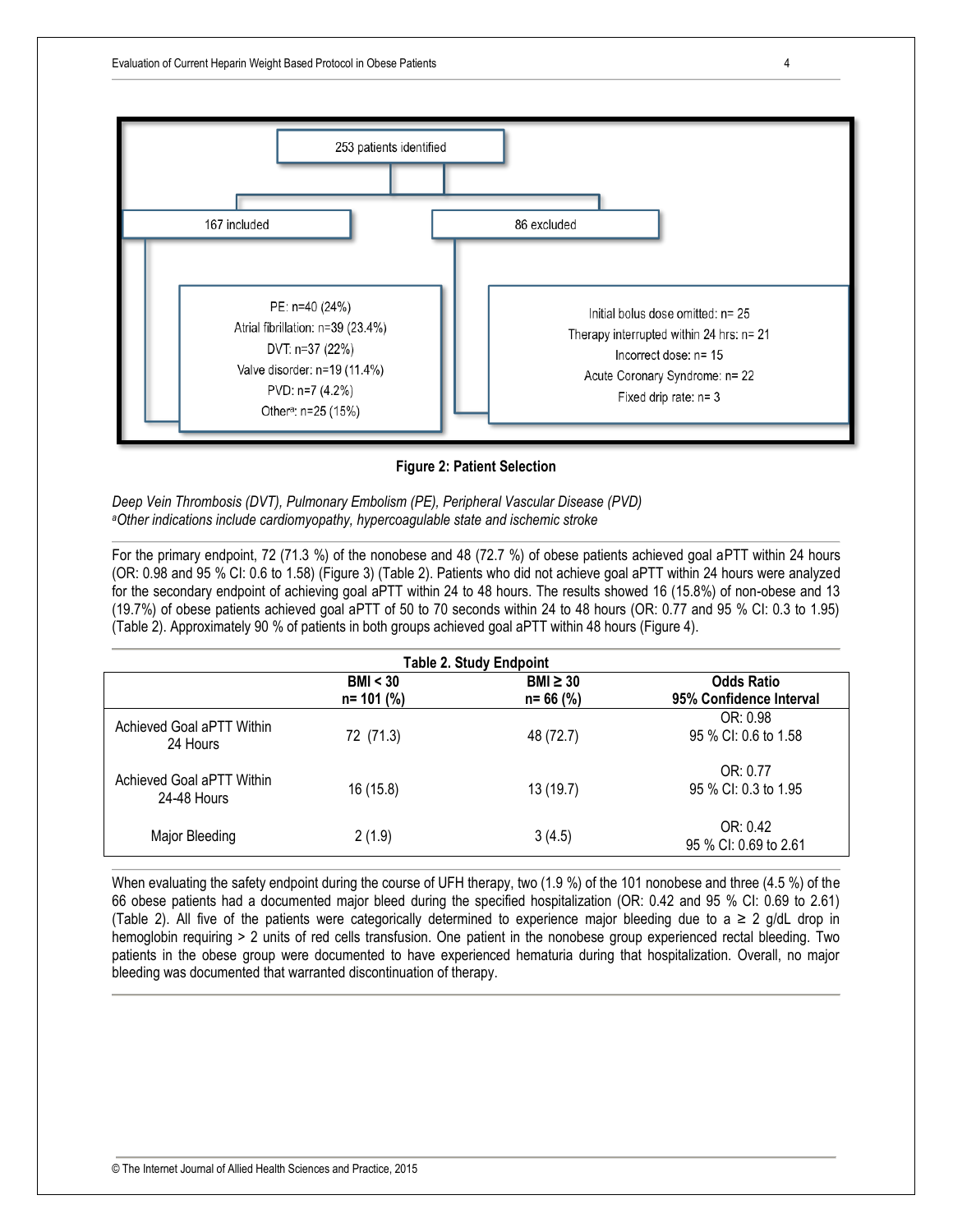253 patients identified

167 included

86 excluded

PE: n=40 (24%)
Atrial fibrillation: n=39 (23.4%)
DVT: n=37 (22%)
Valve disorder: n=19 (11.4%)
PVD: n=7 (4.2%)
Other[a]: n=25 (15%)

Initial bolus dose omitted: n= 25
Therapy interrupted within 24 hrs: n= 21
Incorrect dose: n= 15
Acute Coronary Syndrome: n= 22
Fixed drip rate: n= 3

**Figure 2: Patient Selection**

*Deep Vein Thrombosis (DVT), Pulmonary Embolism (PE), Peripheral Vascular Disease (PVD)*
*[a]Other indications include cardiomyopathy, hypercoagulable state and ischemic stroke*

For the primary endpoint, 72 (71.3 %) of the nonobese and 48 (72.7 %) of obese patients achieved goal aPTT within 24 hours (OR: 0.98 and 95 % CI: 0.6 to 1.58) (Figure 3) (Table 2). Patients who did not achieve goal aPTT within 24 hours were analyzed for the secondary endpoint of achieving goal aPTT within 24 to 48 hours. The results showed 16 (15.8%) of non-obese and 13 (19.7%) of obese patients achieved goal aPTT of 50 to 70 seconds within 24 to 48 hours (OR: 0.77 and 95 % CI: 0.3 to 1.95) (Table 2). Approximately 90 % of patients in both groups achieved goal aPTT within 48 hours (Figure 4).

**Table 2. Study Endpoint**

| | BMI < 30<br>n= 101 (%) | BMI ≥ 30<br>n= 66 (%) | Odds Ratio<br>95% Confidence Interval |
|---|---|---|---|
| Achieved Goal aPTT Within 24 Hours | 72 (71.3) | 48 (72.7) | OR: 0.98<br>95 % CI: 0.6 to 1.58 |
| Achieved Goal aPTT Within 24-48 Hours | 16 (15.8) | 13 (19.7) | OR: 0.77<br>95 % CI: 0.3 to 1.95 |
| Major Bleeding | 2 (1.9) | 3 (4.5) | OR: 0.42<br>95 % CI: 0.69 to 2.61 |

When evaluating the safety endpoint during the course of UFH therapy, two (1.9 %) of the 101 nonobese and three (4.5 %) of the 66 obese patients had a documented major bleed during the specified hospitalization (OR: 0.42 and 95 % CI: 0.69 to 2.61) (Table 2). All five of the patients were categorically determined to experience major bleeding due to a ≥ 2 g/dL drop in hemoglobin requiring > 2 units of red cells transfusion. One patient in the nonobese group experienced rectal bleeding. Two patients in the obese group were documented to have experienced hematuria during that hospitalization. Overall, no major bleeding was documented that warranted discontinuation of therapy.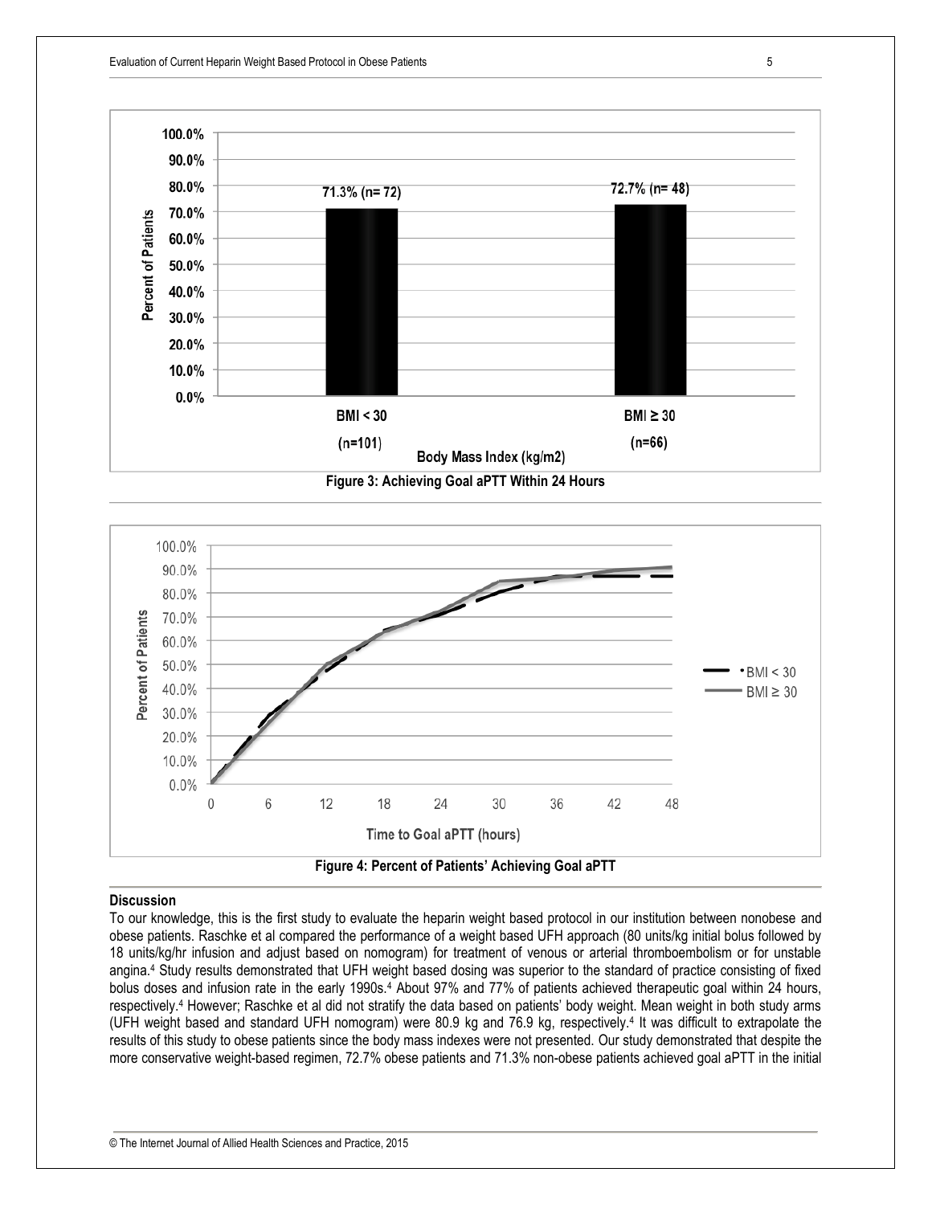Figure 3: Achieving Goal aPTT Within 24 Hours

Figure 4: Percent of Patients' Achieving Goal aPTT

## Discussion

To our knowledge, this is the first study to evaluate the heparin weight based protocol in our institution between nonobese and obese patients. Raschke et al compared the performance of a weight based UFH approach (80 units/kg initial bolus followed by 18 units/kg/hr infusion and adjust based on nomogram) for treatment of venous or arterial thromboembolism or for unstable angina.[4] Study results demonstrated that UFH weight based dosing was superior to the standard of practice consisting of fixed bolus doses and infusion rate in the early 1990s.[4] About 97% and 77% of patients achieved therapeutic goal within 24 hours, respectively.[4] However; Raschke et al did not stratify the data based on patients' body weight. Mean weight in both study arms (UFH weight based and standard UFH nomogram) were 80.9 kg and 76.9 kg, respectively.[4] It was difficult to extrapolate the results of this study to obese patients since the body mass indexes were not presented. Our study demonstrated that despite the more conservative weight-based regimen, 72.7% obese patients and 71.3% non-obese patients achieved goal aPTT in the initial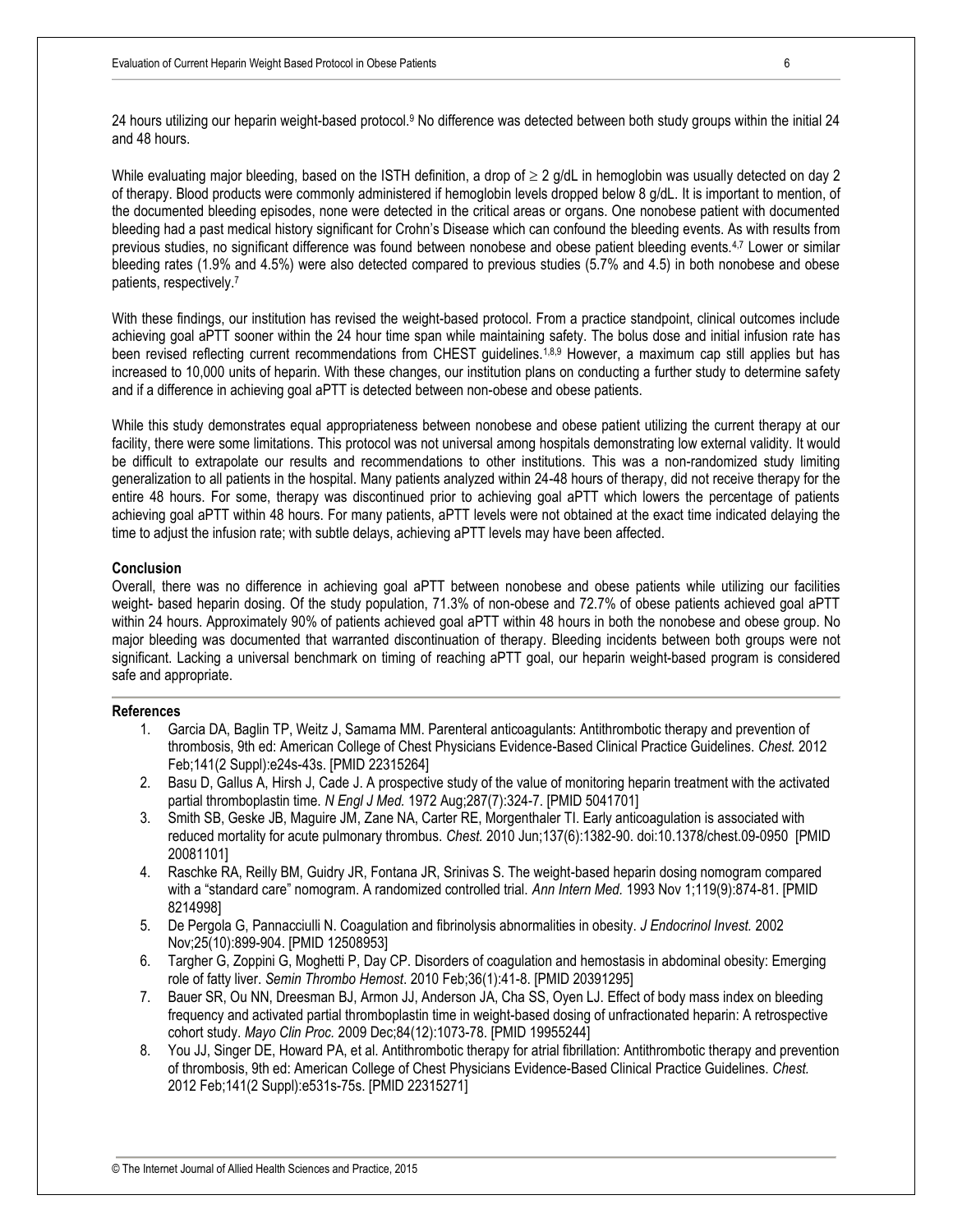24 hours utilizing our heparin weight-based protocol.[9] No difference was detected between both study groups within the initial 24 and 48 hours.

While evaluating major bleeding, based on the ISTH definition, a drop of ≥ 2 g/dL in hemoglobin was usually detected on day 2 of therapy. Blood products were commonly administered if hemoglobin levels dropped below 8 g/dL. It is important to mention, of the documented bleeding episodes, none were detected in the critical areas or organs. One nonobese patient with documented bleeding had a past medical history significant for Crohn's Disease which can confound the bleeding events. As with results from previous studies, no significant difference was found between nonobese and obese patient bleeding events.[4,7] Lower or similar bleeding rates (1.9% and 4.5%) were also detected compared to previous studies (5.7% and 4.5) in both nonobese and obese patients, respectively.[7]

With these findings, our institution has revised the weight-based protocol. From a practice standpoint, clinical outcomes include achieving goal aPTT sooner within the 24 hour time span while maintaining safety. The bolus dose and initial infusion rate has been revised reflecting current recommendations from CHEST guidelines.[1,8,9] However, a maximum cap still applies but has increased to 10,000 units of heparin. With these changes, our institution plans on conducting a further study to determine safety and if a difference in achieving goal aPTT is detected between non-obese and obese patients.

While this study demonstrates equal appropriateness between nonobese and obese patient utilizing the current therapy at our facility, there were some limitations. This protocol was not universal among hospitals demonstrating low external validity. It would be difficult to extrapolate our results and recommendations to other institutions. This was a non-randomized study limiting generalization to all patients in the hospital. Many patients analyzed within 24-48 hours of therapy, did not receive therapy for the entire 48 hours. For some, therapy was discontinued prior to achieving goal aPTT which lowers the percentage of patients achieving goal aPTT within 48 hours. For many patients, aPTT levels were not obtained at the exact time indicated delaying the time to adjust the infusion rate; with subtle delays, achieving aPTT levels may have been affected.

**Conclusion**

Overall, there was no difference in achieving goal aPTT between nonobese and obese patients while utilizing our facilities weight- based heparin dosing. Of the study population, 71.3% of non-obese and 72.7% of obese patients achieved goal aPTT within 24 hours. Approximately 90% of patients achieved goal aPTT within 48 hours in both the nonobese and obese group. No major bleeding was documented that warranted discontinuation of therapy. Bleeding incidents between both groups were not significant. Lacking a universal benchmark on timing of reaching aPTT goal, our heparin weight-based program is considered safe and appropriate.

**References**

1. Garcia DA, Baglin TP, Weitz J, Samama MM. Parenteral anticoagulants: Antithrombotic therapy and prevention of thrombosis, 9th ed: American College of Chest Physicians Evidence-Based Clinical Practice Guidelines. *Chest.* 2012 Feb;141(2 Suppl):e24s-43s. [PMID 22315264]
2. Basu D, Gallus A, Hirsh J, Cade J. A prospective study of the value of monitoring heparin treatment with the activated partial thromboplastin time. *N Engl J Med.* 1972 Aug;287(7):324-7. [PMID 5041701]
3. Smith SB, Geske JB, Maguire JM, Zane NA, Carter RE, Morgenthaler TI. Early anticoagulation is associated with reduced mortality for acute pulmonary thrombus. *Chest.* 2010 Jun;137(6):1382-90. doi:10.1378/chest.09-0950 [PMID 20081101]
4. Raschke RA, Reilly BM, Guidry JR, Fontana JR, Srinivas S. The weight-based heparin dosing nomogram compared with a "standard care" nomogram. A randomized controlled trial. *Ann Intern Med.* 1993 Nov 1;119(9):874-81. [PMID 8214998]
5. De Pergola G, Pannacciulli N. Coagulation and fibrinolysis abnormalities in obesity. *J Endocrinol Invest.* 2002 Nov;25(10):899-904. [PMID 12508953]
6. Targher G, Zoppini G, Moghetti P, Day CP. Disorders of coagulation and hemostasis in abdominal obesity: Emerging role of fatty liver. *Semin Thrombo Hemost*. 2010 Feb;36(1):41-8. [PMID 20391295]
7. Bauer SR, Ou NN, Dreesman BJ, Armon JJ, Anderson JA, Cha SS, Oyen LJ. Effect of body mass index on bleeding frequency and activated partial thromboplastin time in weight-based dosing of unfractionated heparin: A retrospective cohort study. *Mayo Clin Proc.* 2009 Dec;84(12):1073-78. [PMID 19955244]
8. You JJ, Singer DE, Howard PA, et al. Antithrombotic therapy for atrial fibrillation: Antithrombotic therapy and prevention of thrombosis, 9th ed: American College of Chest Physicians Evidence-Based Clinical Practice Guidelines. *Chest.* 2012 Feb;141(2 Suppl):e531s-75s. [PMID 22315271]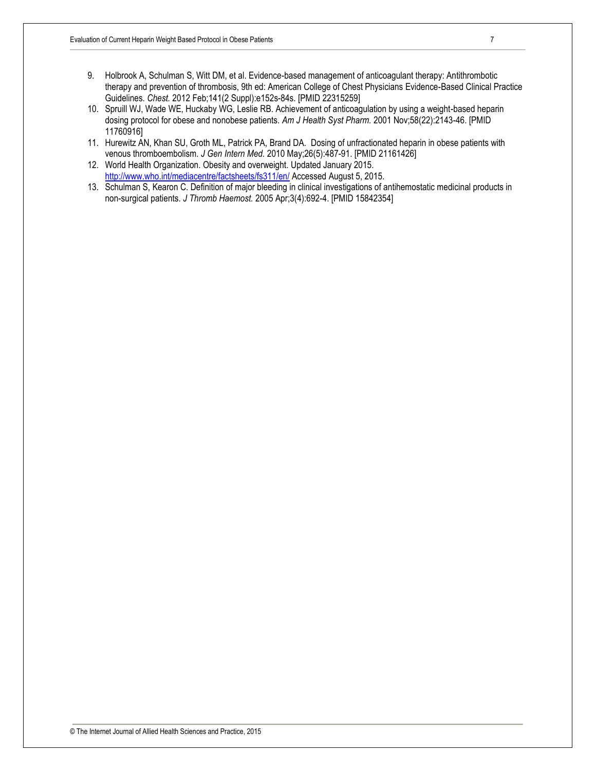9. Holbrook A, Schulman S, Witt DM, et al. Evidence-based management of anticoagulant therapy: Antithrombotic therapy and prevention of thrombosis, 9th ed: American College of Chest Physicians Evidence-Based Clinical Practice Guidelines. *Chest.* 2012 Feb;141(2 Suppl):e152s-84s. [PMID 22315259]
10. Spruill WJ, Wade WE, Huckaby WG, Leslie RB. Achievement of anticoagulation by using a weight-based heparin dosing protocol for obese and nonobese patients. *Am J Health Syst Pharm.* 2001 Nov;58(22):2143-46. [PMID 11760916]
11. Hurewitz AN, Khan SU, Groth ML, Patrick PA, Brand DA. Dosing of unfractionated heparin in obese patients with venous thromboembolism. *J Gen Intern Med.* 2010 May;26(5):487-91. [PMID 21161426]
12. World Health Organization. Obesity and overweight. Updated January 2015. http://www.who.int/mediacentre/factsheets/fs311/en/ Accessed August 5, 2015.
13. Schulman S, Kearon C. Definition of major bleeding in clinical investigations of antihemostatic medicinal products in non-surgical patients. *J Thromb Haemost.* 2005 Apr;3(4):692-4. [PMID 15842354]